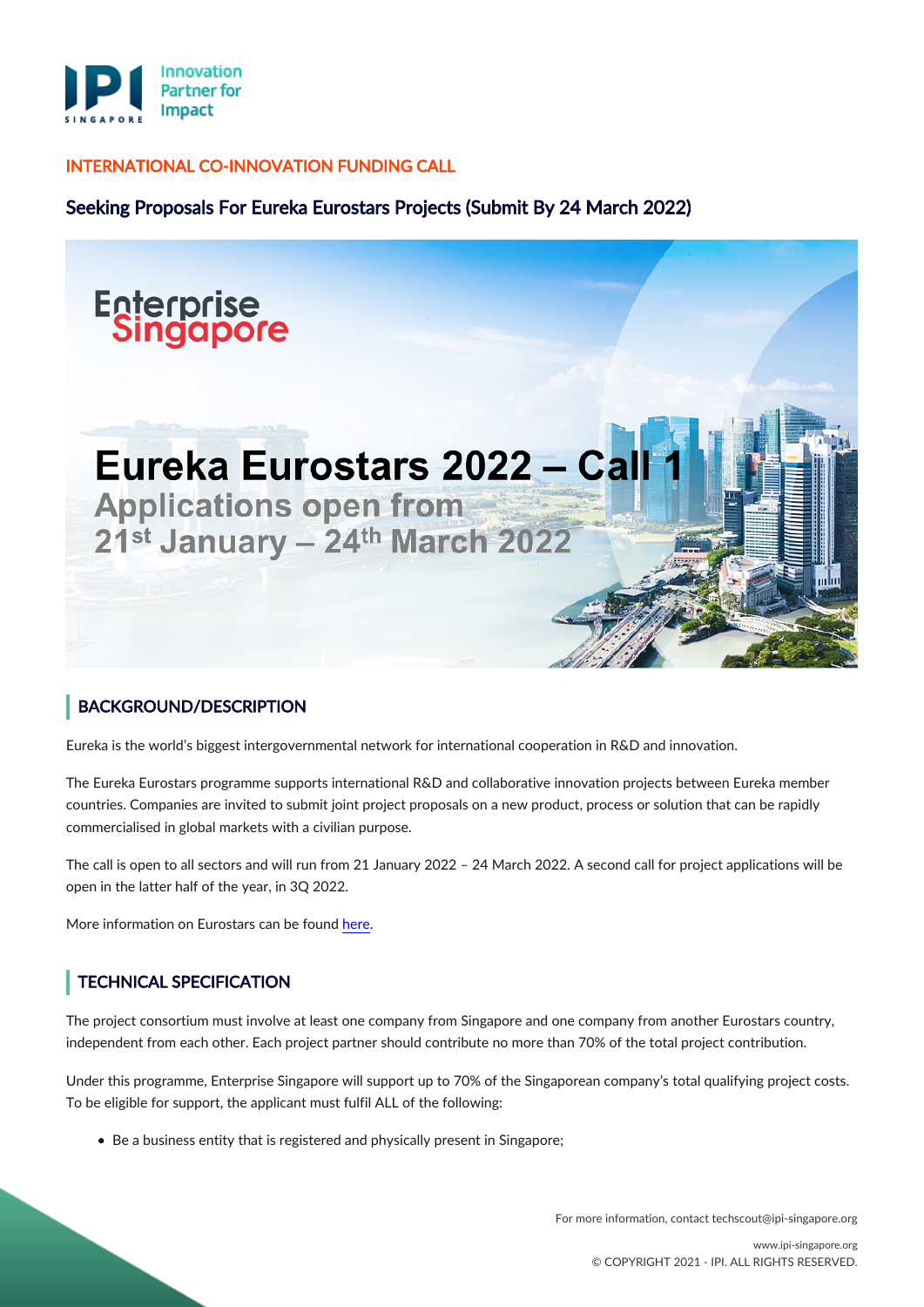INTERNATIONAL CO-INNOVATION FUNDING CALL

# Seeking Proposals For Eureka Eurostars Projects (Submit By 24 March 2022)

Enterprise Singapore

**Eureka Eurostars 2022 – Call 1**

Applications open from 21st January – 24th March 2022

## BACKGROUND/DESCRIPTION

Eureka is the world's biggest intergovernmental network for international cooperation in R&D and innovation.

The Eureka Eurostars programme supports international R&D and collaborative innovation projects between Eureka member countries. Companies are invited to submit joint project proposals on a new product, process or solution that can be rapidly commercialised in global markets with a civilian purpose.

The call is open to all sectors and will run from 21 January 2022 – 24 March 2022. A second call for project applications will be open in the latter half of the year, in 3Q 2022.

More information on Eurostars can be found here.

## TECHNICAL SPECIFICATION

The project consortium must involve at least one company from Singapore and one company from another Eurostars country, independent from each other. Each project partner should contribute no more than 70% of the total project contribution.

Under this programme, Enterprise Singapore will support up to 70% of the Singaporean company's total qualifying project costs. To be eligible for support, the applicant must fulfil ALL of the following:

- Be a business entity that is registered and physically present in Singapore;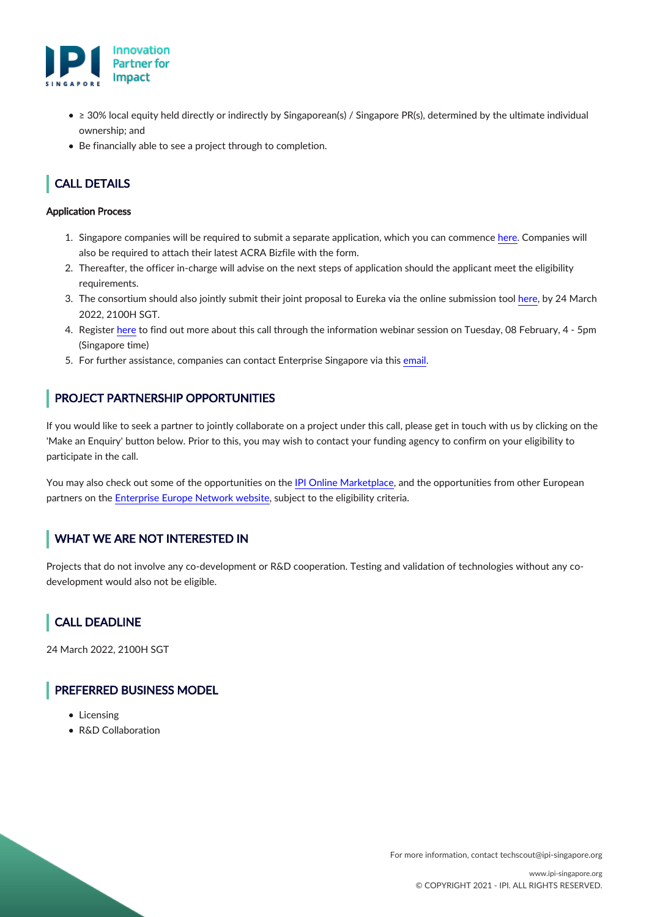- ≥ 30% local equity held directly or indirectly by Singaporean(s) / Singapore PR(s), determined by the ultimate individual ownership; and
- Be financially able to see a project through to completion.

## CALL DETAILS

**Application Process**

1. Singapore companies will be required to submit a separate application, which you can commence here. Companies will also be required to attach their latest ACRA Bizfile with the form.
2. Thereafter, the officer in-charge will advise on the next steps of application should the applicant meet the eligibility requirements.
3. The consortium should also jointly submit their joint proposal to Eureka via the online submission tool here, by 24 March 2022, 2100H SGT.
4. Register here to find out more about this call through the information webinar session on Tuesday, 08 February, 4 - 5pm (Singapore time)
5. For further assistance, companies can contact Enterprise Singapore via this email.

## PROJECT PARTNERSHIP OPPORTUNITIES

If you would like to seek a partner to jointly collaborate on a project under this call, please get in touch with us by clicking on the 'Make an Enquiry' button below. Prior to this, you may wish to contact your funding agency to confirm on your eligibility to participate in the call.

You may also check out some of the opportunities on the IPI Online Marketplace, and the opportunities from other European partners on the Enterprise Europe Network website, subject to the eligibility criteria.

## WHAT WE ARE NOT INTERESTED IN

Projects that do not involve any co-development or R&D cooperation. Testing and validation of technologies without any co-development would also not be eligible.

## CALL DEADLINE

24 March 2022, 2100H SGT

## PREFERRED BUSINESS MODEL

- Licensing
- R&D Collaboration